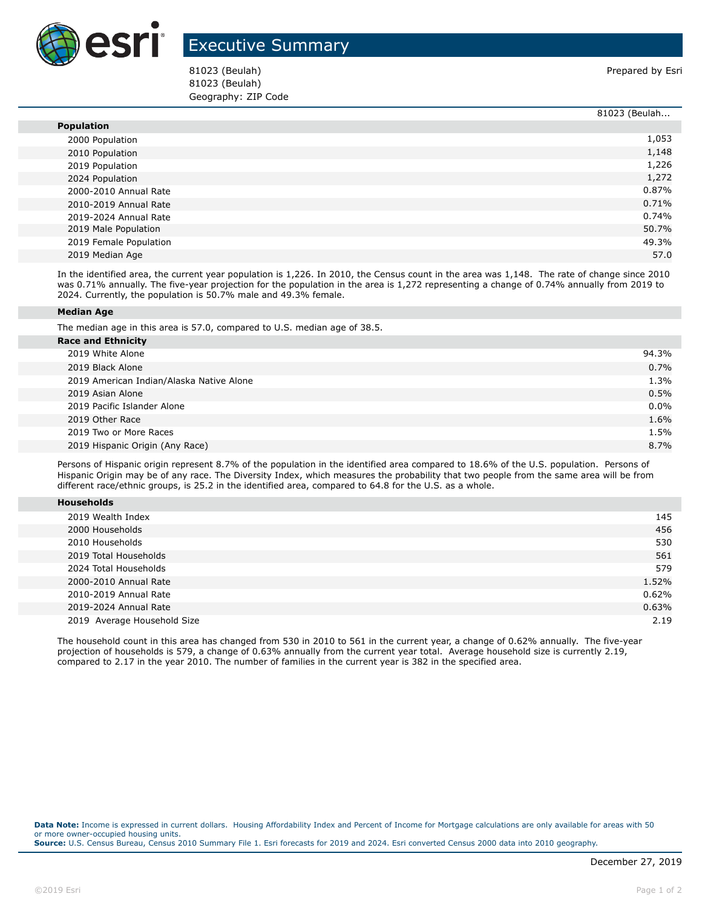# Executive Summary

81023 (Beulah)
81023 (Beulah)
Geography: ZIP Code

Prepared by Esri

| | 81023 (Beulah... |
|---|---|
| **Population** | |
| 2000 Population | 1,053 |
| 2010 Population | 1,148 |
| 2019 Population | 1,226 |
| 2024 Population | 1,272 |
| 2000-2010 Annual Rate | 0.87% |
| 2010-2019 Annual Rate | 0.71% |
| 2019-2024 Annual Rate | 0.74% |
| 2019 Male Population | 50.7% |
| 2019 Female Population | 49.3% |
| 2019 Median Age | 57.0 |

In the identified area, the current year population is 1,226. In 2010, the Census count in the area was 1,148. The rate of change since 2010 was 0.71% annually. The five-year projection for the population in the area is 1,272 representing a change of 0.74% annually from 2019 to 2024. Currently, the population is 50.7% male and 49.3% female.

**Median Age**

The median age in this area is 57.0, compared to U.S. median age of 38.5.

| **Race and Ethnicity** | |
|---|---|
| 2019 White Alone | 94.3% |
| 2019 Black Alone | 0.7% |
| 2019 American Indian/Alaska Native Alone | 1.3% |
| 2019 Asian Alone | 0.5% |
| 2019 Pacific Islander Alone | 0.0% |
| 2019 Other Race | 1.6% |
| 2019 Two or More Races | 1.5% |
| 2019 Hispanic Origin (Any Race) | 8.7% |

Persons of Hispanic origin represent 8.7% of the population in the identified area compared to 18.6% of the U.S. population. Persons of Hispanic Origin may be of any race. The Diversity Index, which measures the probability that two people from the same area will be from different race/ethnic groups, is 25.2 in the identified area, compared to 64.8 for the U.S. as a whole.

| **Households** | |
|---|---|
| 2019 Wealth Index | 145 |
| 2000 Households | 456 |
| 2010 Households | 530 |
| 2019 Total Households | 561 |
| 2024 Total Households | 579 |
| 2000-2010 Annual Rate | 1.52% |
| 2010-2019 Annual Rate | 0.62% |
| 2019-2024 Annual Rate | 0.63% |
| 2019 Average Household Size | 2.19 |

The household count in this area has changed from 530 in 2010 to 561 in the current year, a change of 0.62% annually. The five-year projection of households is 579, a change of 0.63% annually from the current year total. Average household size is currently 2.19, compared to 2.17 in the year 2010. The number of families in the current year is 382 in the specified area.

**Data Note:** Income is expressed in current dollars. Housing Affordability Index and Percent of Income for Mortgage calculations are only available for areas with 50 or more owner-occupied housing units.
**Source:** U.S. Census Bureau, Census 2010 Summary File 1. Esri forecasts for 2019 and 2024. Esri converted Census 2000 data into 2010 geography.

December 27, 2019

©2019 Esri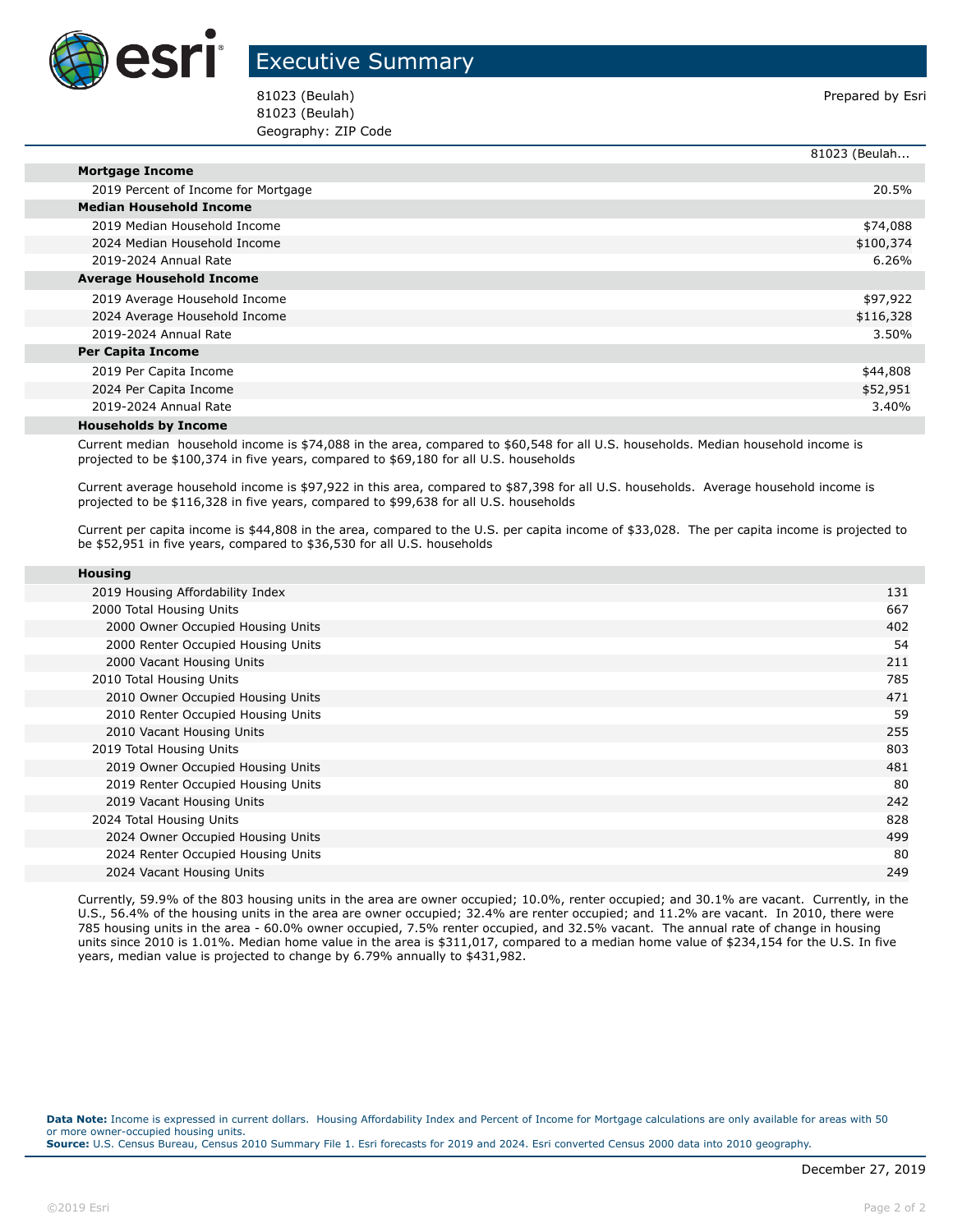# Executive Summary

81023 (Beulah)
81023 (Beulah)
Geography: ZIP Code

Prepared by Esri

| | 81023 (Beulah... |
|---|---|
| **Mortgage Income** | |
| 2019 Percent of Income for Mortgage | 20.5% |
| **Median Household Income** | |
| 2019 Median Household Income | $74,088 |
| 2024 Median Household Income | $100,374 |
| 2019-2024 Annual Rate | 6.26% |
| **Average Household Income** | |
| 2019 Average Household Income | $97,922 |
| 2024 Average Household Income | $116,328 |
| 2019-2024 Annual Rate | 3.50% |
| **Per Capita Income** | |
| 2019 Per Capita Income | $44,808 |
| 2024 Per Capita Income | $52,951 |
| 2019-2024 Annual Rate | 3.40% |
| **Households by Income** | |

Current median household income is $74,088 in the area, compared to $60,548 for all U.S. households. Median household income is projected to be $100,374 in five years, compared to $69,180 for all U.S. households

Current average household income is $97,922 in this area, compared to $87,398 for all U.S. households. Average household income is projected to be $116,328 in five years, compared to $99,638 for all U.S. households

Current per capita income is $44,808 in the area, compared to the U.S. per capita income of $33,028. The per capita income is projected to be $52,951 in five years, compared to $36,530 for all U.S. households

| **Housing** | |
|---|---|
| 2019 Housing Affordability Index | 131 |
| 2000 Total Housing Units | 667 |
| 2000 Owner Occupied Housing Units | 402 |
| 2000 Renter Occupied Housing Units | 54 |
| 2000 Vacant Housing Units | 211 |
| 2010 Total Housing Units | 785 |
| 2010 Owner Occupied Housing Units | 471 |
| 2010 Renter Occupied Housing Units | 59 |
| 2010 Vacant Housing Units | 255 |
| 2019 Total Housing Units | 803 |
| 2019 Owner Occupied Housing Units | 481 |
| 2019 Renter Occupied Housing Units | 80 |
| 2019 Vacant Housing Units | 242 |
| 2024 Total Housing Units | 828 |
| 2024 Owner Occupied Housing Units | 499 |
| 2024 Renter Occupied Housing Units | 80 |
| 2024 Vacant Housing Units | 249 |

Currently, 59.9% of the 803 housing units in the area are owner occupied; 10.0%, renter occupied; and 30.1% are vacant. Currently, in the U.S., 56.4% of the housing units in the area are owner occupied; 32.4% are renter occupied; and 11.2% are vacant. In 2010, there were 785 housing units in the area - 60.0% owner occupied, 7.5% renter occupied, and 32.5% vacant. The annual rate of change in housing units since 2010 is 1.01%. Median home value in the area is $311,017, compared to a median home value of $234,154 for the U.S. In five years, median value is projected to change by 6.79% annually to $431,982.

**Data Note:** Income is expressed in current dollars. Housing Affordability Index and Percent of Income for Mortgage calculations are only available for areas with 50 or more owner-occupied housing units.
**Source:** U.S. Census Bureau, Census 2010 Summary File 1. Esri forecasts for 2019 and 2024. Esri converted Census 2000 data into 2010 geography.

December 27, 2019

©2019 Esri